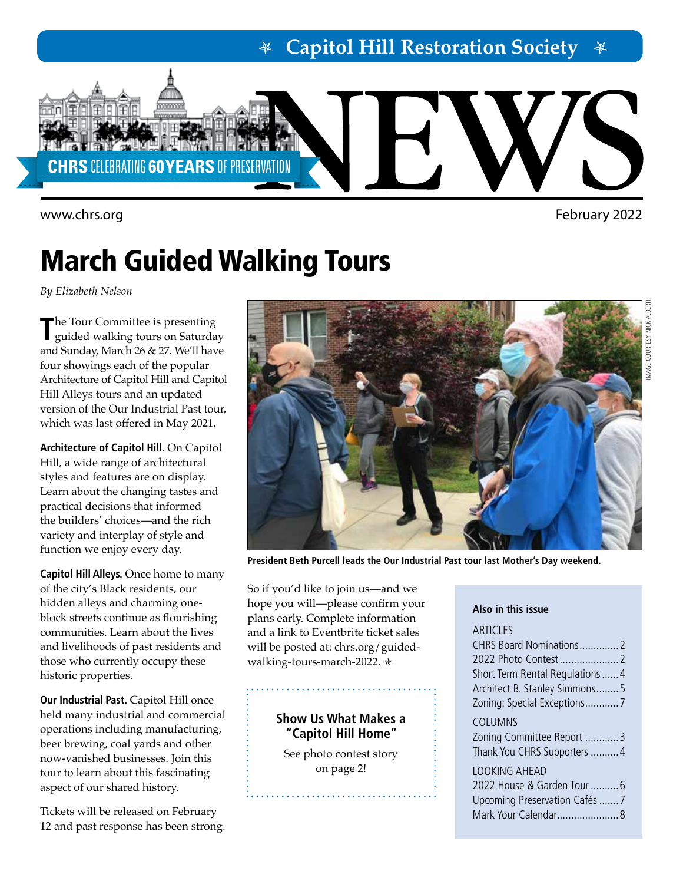# Capitol Hill Restoration Society

# NEWS

CHRS CELEBRATING 60 YEARS OF PRESERVATION

www.chrs.org

February 2022

## March Guided Walking Tours

*By Elizabeth Nelson*

The Tour Committee is presenting guided walking tours on Saturday and Sunday, March 26 & 27. We'll have four showings each of the popular Architecture of Capitol Hill and Capitol Hill Alleys tours and an updated version of the Our Industrial Past tour, which was last offered in May 2021.

**Architecture of Capitol Hill.** On Capitol Hill, a wide range of architectural styles and features are on display. Learn about the changing tastes and practical decisions that informed the builders' choices—and the rich variety and interplay of style and function we enjoy every day.

**Capitol Hill Alleys.** Once home to many of the city's Black residents, our hidden alleys and charming one-block streets continue as flourishing communities. Learn about the lives and livelihoods of past residents and those who currently occupy these historic properties.

**Our Industrial Past.** Capitol Hill once held many industrial and commercial operations including manufacturing, beer brewing, coal yards and other now-vanished businesses. Join this tour to learn about this fascinating aspect of our shared history.

Tickets will be released on February 12 and past response has been strong. So if you'd like to join us—and we hope you will—please confirm your plans early. Complete information and a link to Eventbrite ticket sales will be posted at: chrs.org/guided-walking-tours-march-2022. ✯

IMAGE COURTESY NICK ALBERTI

**President Beth Purcell leads the Our Industrial Past tour last Mother's Day weekend.**

### Show Us What Makes a "Capitol Hill Home"

See photo contest story on page 2!

### Also in this issue

ARTICLES
- CHRS Board Nominations .............. 2
- 2022 Photo Contest ..................... 2
- Short Term Rental Regulations ...... 4
- Architect B. Stanley Simmons ........ 5
- Zoning: Special Exceptions ............ 7

COLUMNS
- Zoning Committee Report ............ 3
- Thank You CHRS Supporters .......... 4

LOOKING AHEAD
- 2022 House & Garden Tour .......... 6
- Upcoming Preservation Cafés ....... 7
- Mark Your Calendar ...................... 8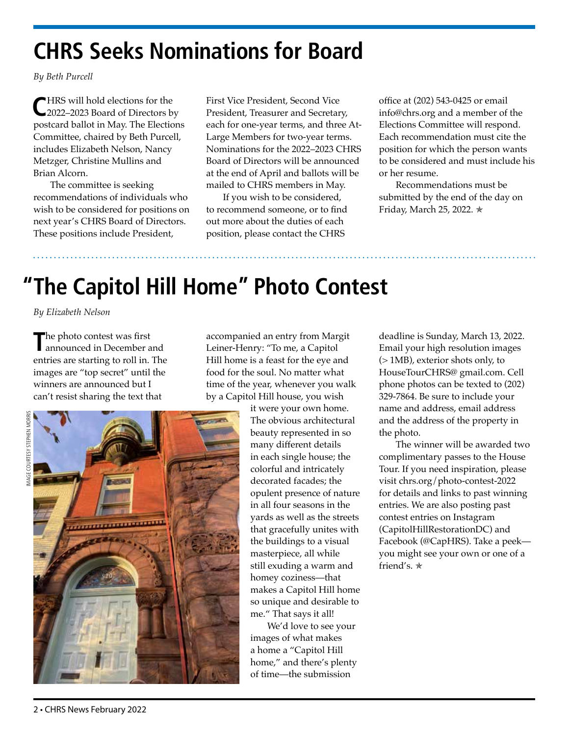# CHRS Seeks Nominations for Board

*By Beth Purcell*

CHRS will hold elections for the 2022–2023 Board of Directors by postcard ballot in May. The Elections Committee, chaired by Beth Purcell, includes Elizabeth Nelson, Nancy Metzger, Christine Mullins and Brian Alcorn.

The committee is seeking recommendations of individuals who wish to be considered for positions on next year's CHRS Board of Directors. These positions include President, First Vice President, Second Vice President, Treasurer and Secretary, each for one-year terms, and three At-Large Members for two-year terms. Nominations for the 2022–2023 CHRS Board of Directors will be announced at the end of April and ballots will be mailed to CHRS members in May.

If you wish to be considered, to recommend someone, or to find out more about the duties of each position, please contact the CHRS office at (202) 543-0425 or email info@chrs.org and a member of the Elections Committee will respond. Each recommendation must cite the position for which the person wants to be considered and must include his or her resume.

Recommendations must be submitted by the end of the day on Friday, March 25, 2022. ✯

# "The Capitol Hill Home" Photo Contest

*By Elizabeth Nelson*

The photo contest was first announced in December and entries are starting to roll in. The images are "top secret" until the winners are announced but I can't resist sharing the text that accompanied an entry from Margit Leiner-Henry: "To me, a Capitol Hill home is a feast for the eye and food for the soul. No matter what time of the year, whenever you walk by a Capitol Hill house, you wish it were your own home. The obvious architectural beauty represented in so many different details in each single house; the colorful and intricately decorated facades; the opulent presence of nature in all four seasons in the yards as well as the streets that gracefully unites with the buildings to a visual masterpiece, all while still exuding a warm and homey coziness—that makes a Capitol Hill home so unique and desirable to me." That says it all!

IMAGE COURTESY STEPHEN MORRIS

We'd love to see your images of what makes a home a "Capitol Hill home," and there's plenty of time—the submission deadline is Sunday, March 13, 2022. Email your high resolution images (> 1MB), exterior shots only, to HouseTourCHRS@ gmail.com. Cell phone photos can be texted to (202) 329-7864. Be sure to include your name and address, email address and the address of the property in the photo.

The winner will be awarded two complimentary passes to the House Tour. If you need inspiration, please visit chrs.org/photo-contest-2022 for details and links to past winning entries. We are also posting past contest entries on Instagram (CapitolHillRestorationDC) and Facebook (@CapHRS). Take a peek—you might see your own or one of a friend's. ✯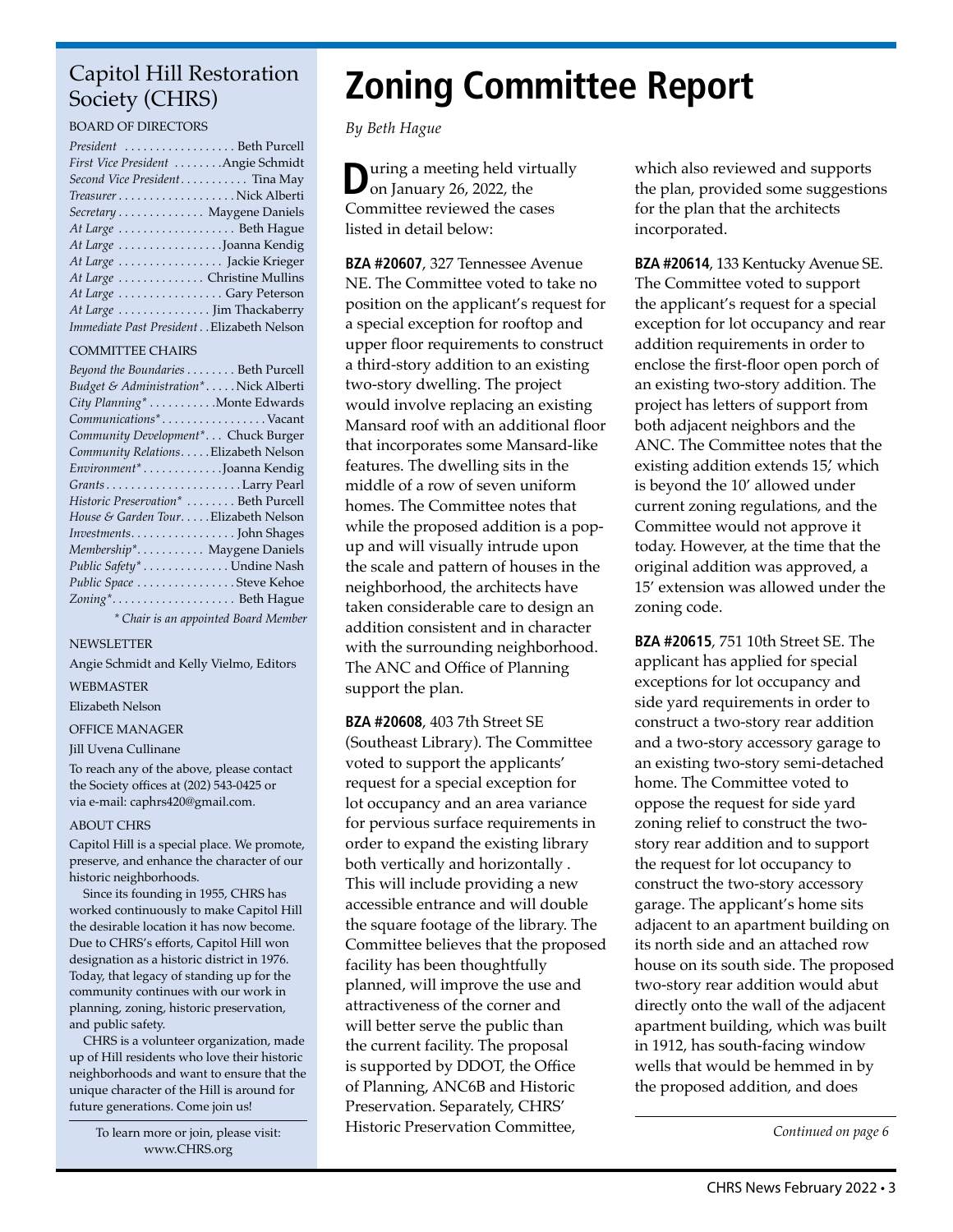# Zoning Committee Report

*By Beth Hague*

During a meeting held virtually on January 26, 2022, the Committee reviewed the cases listed in detail below:

**BZA #20607**, 327 Tennessee Avenue NE. The Committee voted to take no position on the applicant's request for a special exception for rooftop and upper floor requirements to construct a third-story addition to an existing two-story dwelling. The project would involve replacing an existing Mansard roof with an additional floor that incorporates some Mansard-like features. The dwelling sits in the middle of a row of seven uniform homes. The Committee notes that while the proposed addition is a pop-up and will visually intrude upon the scale and pattern of houses in the neighborhood, the architects have taken considerable care to design an addition consistent and in character with the surrounding neighborhood. The ANC and Office of Planning support the plan.

**BZA #20608**, 403 7th Street SE (Southeast Library). The Committee voted to support the applicants' request for a special exception for lot occupancy and an area variance for pervious surface requirements in order to expand the existing library both vertically and horizontally . This will include providing a new accessible entrance and will double the square footage of the library. The Committee believes that the proposed facility has been thoughtfully planned, will improve the use and attractiveness of the corner and will better serve the public than the current facility. The proposal is supported by DDOT, the Office of Planning, ANC6B and Historic Preservation. Separately, CHRS' Historic Preservation Committee, which also reviewed and supports the plan, provided some suggestions for the plan that the architects incorporated.

**BZA #20614**, 133 Kentucky Avenue SE. The Committee voted to support the applicant's request for a special exception for lot occupancy and rear addition requirements in order to enclose the first-floor open porch of an existing two-story addition. The project has letters of support from both adjacent neighbors and the ANC. The Committee notes that the existing addition extends 15', which is beyond the 10' allowed under current zoning regulations, and the Committee would not approve it today. However, at the time that the original addition was approved, a 15' extension was allowed under the zoning code.

**BZA #20615**, 751 10th Street SE. The applicant has applied for special exceptions for lot occupancy and side yard requirements in order to construct a two-story rear addition and a two-story accessory garage to an existing two-story semi-detached home. The Committee voted to oppose the request for side yard zoning relief to construct the two-story rear addition and to support the request for lot occupancy to construct the two-story accessory garage. The applicant's home sits adjacent to an apartment building on its north side and an attached row house on its south side. The proposed two-story rear addition would abut directly onto the wall of the adjacent apartment building, which was built in 1912, has south-facing window wells that would be hemmed in by the proposed addition, and does

*Continued on page 6*

## Capitol Hill Restoration Society (CHRS)

BOARD OF DIRECTORS

*President* . . . . . . . . . . . . . . . . . . Beth Purcell
*First Vice President* . . . . . . . . Angie Schmidt
*Second Vice President* . . . . . . . . . . . Tina May
*Treasurer* . . . . . . . . . . . . . . . . . . . Nick Alberti
*Secretary* . . . . . . . . . . . . . Maygene Daniels
*At Large* . . . . . . . . . . . . . . . . . . . Beth Hague
*At Large* . . . . . . . . . . . . . . . . . Joanna Kendig
*At Large* . . . . . . . . . . . . . . . . . Jackie Krieger
*At Large* . . . . . . . . . . . . . Christine Mullins
*At Large* . . . . . . . . . . . . . . . . . Gary Peterson
*At Large* . . . . . . . . . . . . . . . Jim Thackaberry
*Immediate Past President* . . Elizabeth Nelson

COMMITTEE CHAIRS

*Beyond the Boundaries* . . . . . . . . Beth Purcell
*Budget & Administration** . . . . . Nick Alberti
*City Planning** . . . . . . . . . . . Monte Edwards
*Communications** . . . . . . . . . . . . . . . . Vacant
*Community Development** . . . Chuck Burger
*Community Relations* . . . . . Elizabeth Nelson
*Environment** . . . . . . . . . . . . Joanna Kendig
*Grants* . . . . . . . . . . . . . . . . . . . . . . Larry Pearl
*Historic Preservation** . . . . . . . . Beth Purcell
*House & Garden Tour* . . . . . Elizabeth Nelson
*Investments* . . . . . . . . . . . . . . . . . John Shages
*Membership** . . . . . . . . . . . Maygene Daniels
*Public Safety** . . . . . . . . . . . . . . Undine Nash
*Public Space* . . . . . . . . . . . . . . . . Steve Kehoe
*Zoning** . . . . . . . . . . . . . . . . . . . . Beth Hague

*\* Chair is an appointed Board Member*

NEWSLETTER

Angie Schmidt and Kelly Vielmo, Editors

WEBMASTER

Elizabeth Nelson

OFFICE MANAGER

Jill Uvena Cullinane

To reach any of the above, please contact the Society offices at (202) 543-0425 or via e-mail: caphrs420@gmail.com.

ABOUT CHRS

Capitol Hill is a special place. We promote, preserve, and enhance the character of our historic neighborhoods.

Since its founding in 1955, CHRS has worked continuously to make Capitol Hill the desirable location it has now become. Due to CHRS's efforts, Capitol Hill won designation as a historic district in 1976. Today, that legacy of standing up for the community continues with our work in planning, zoning, historic preservation, and public safety.

CHRS is a volunteer organization, made up of Hill residents who love their historic neighborhoods and want to ensure that the unique character of the Hill is around for future generations. Come join us!

To learn more or join, please visit: www.CHRS.org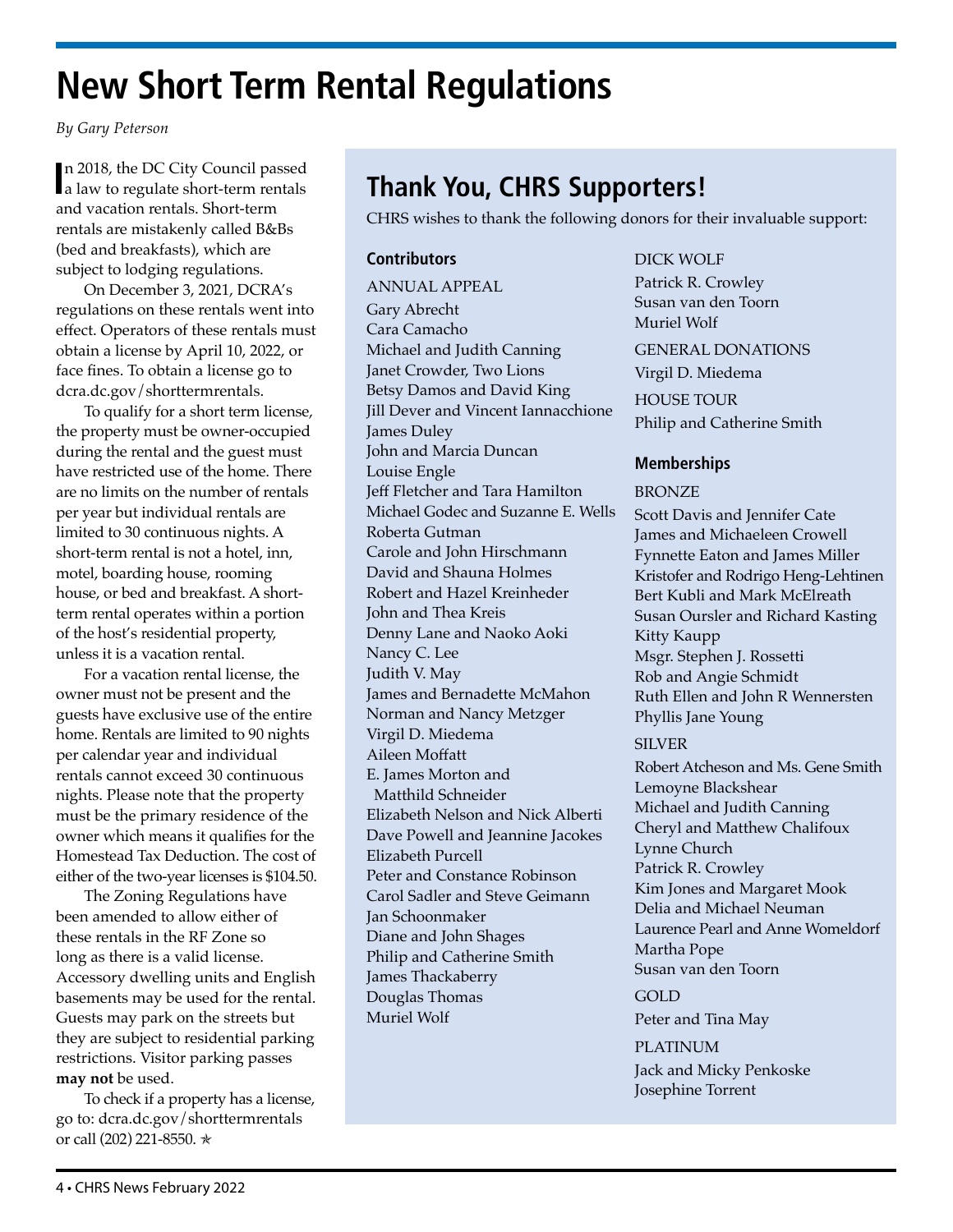# New Short Term Rental Regulations

*By Gary Peterson*

In 2018, the DC City Council passed a law to regulate short-term rentals and vacation rentals. Short-term rentals are mistakenly called B&Bs (bed and breakfasts), which are subject to lodging regulations.

On December 3, 2021, DCRA's regulations on these rentals went into effect. Operators of these rentals must obtain a license by April 10, 2022, or face fines. To obtain a license go to dcra.dc.gov/shorttermrentals.

To qualify for a short term license, the property must be owner-occupied during the rental and the guest must have restricted use of the home. There are no limits on the number of rentals per year but individual rentals are limited to 30 continuous nights. A short-term rental is not a hotel, inn, motel, boarding house, rooming house, or bed and breakfast. A short-term rental operates within a portion of the host's residential property, unless it is a vacation rental.

For a vacation rental license, the owner must not be present and the guests have exclusive use of the entire home. Rentals are limited to 90 nights per calendar year and individual rentals cannot exceed 30 continuous nights. Please note that the property must be the primary residence of the owner which means it qualifies for the Homestead Tax Deduction. The cost of either of the two-year licenses is $104.50.

The Zoning Regulations have been amended to allow either of these rentals in the RF Zone so long as there is a valid license. Accessory dwelling units and English basements may be used for the rental. Guests may park on the streets but they are subject to residential parking restrictions. Visitor parking passes **may not** be used.

To check if a property has a license, go to: dcra.dc.gov/shorttermrentals or call (202) 221-8550. ✭

## Thank You, CHRS Supporters!

CHRS wishes to thank the following donors for their invaluable support:

### Contributors

ANNUAL APPEAL

Gary Abrecht
Cara Camacho
Michael and Judith Canning
Janet Crowder, Two Lions
Betsy Damos and David King
Jill Dever and Vincent Iannacchione
James Duley
John and Marcia Duncan
Louise Engle
Jeff Fletcher and Tara Hamilton
Michael Godec and Suzanne E. Wells
Roberta Gutman
Carole and John Hirschmann
David and Shauna Holmes
Robert and Hazel Kreinheder
John and Thea Kreis
Denny Lane and Naoko Aoki
Nancy C. Lee
Judith V. May
James and Bernadette McMahon
Norman and Nancy Metzger
Virgil D. Miedema
Aileen Moffatt
E. James Morton and Matthild Schneider
Elizabeth Nelson and Nick Alberti
Dave Powell and Jeannine Jacokes
Elizabeth Purcell
Peter and Constance Robinson
Carol Sadler and Steve Geimann
Jan Schoonmaker
Diane and John Shages
Philip and Catherine Smith
James Thackaberry
Douglas Thomas
Muriel Wolf

DICK WOLF

Patrick R. Crowley
Susan van den Toorn
Muriel Wolf

GENERAL DONATIONS

Virgil D. Miedema

HOUSE TOUR

Philip and Catherine Smith

### Memberships

BRONZE

Scott Davis and Jennifer Cate
James and Michaeleen Crowell
Fynnette Eaton and James Miller
Kristofer and Rodrigo Heng-Lehtinen
Bert Kubli and Mark McElreath
Susan Oursler and Richard Kasting
Kitty Kaupp
Msgr. Stephen J. Rossetti
Rob and Angie Schmidt
Ruth Ellen and John R Wennersten
Phyllis Jane Young

SILVER

Robert Atcheson and Ms. Gene Smith
Lemoyne Blackshear
Michael and Judith Canning
Cheryl and Matthew Chalifoux
Lynne Church
Patrick R. Crowley
Kim Jones and Margaret Mook
Delia and Michael Neuman
Laurence Pearl and Anne Womeldorf
Martha Pope
Susan van den Toorn

GOLD

Peter and Tina May

PLATINUM

Jack and Micky Penkoske
Josephine Torrent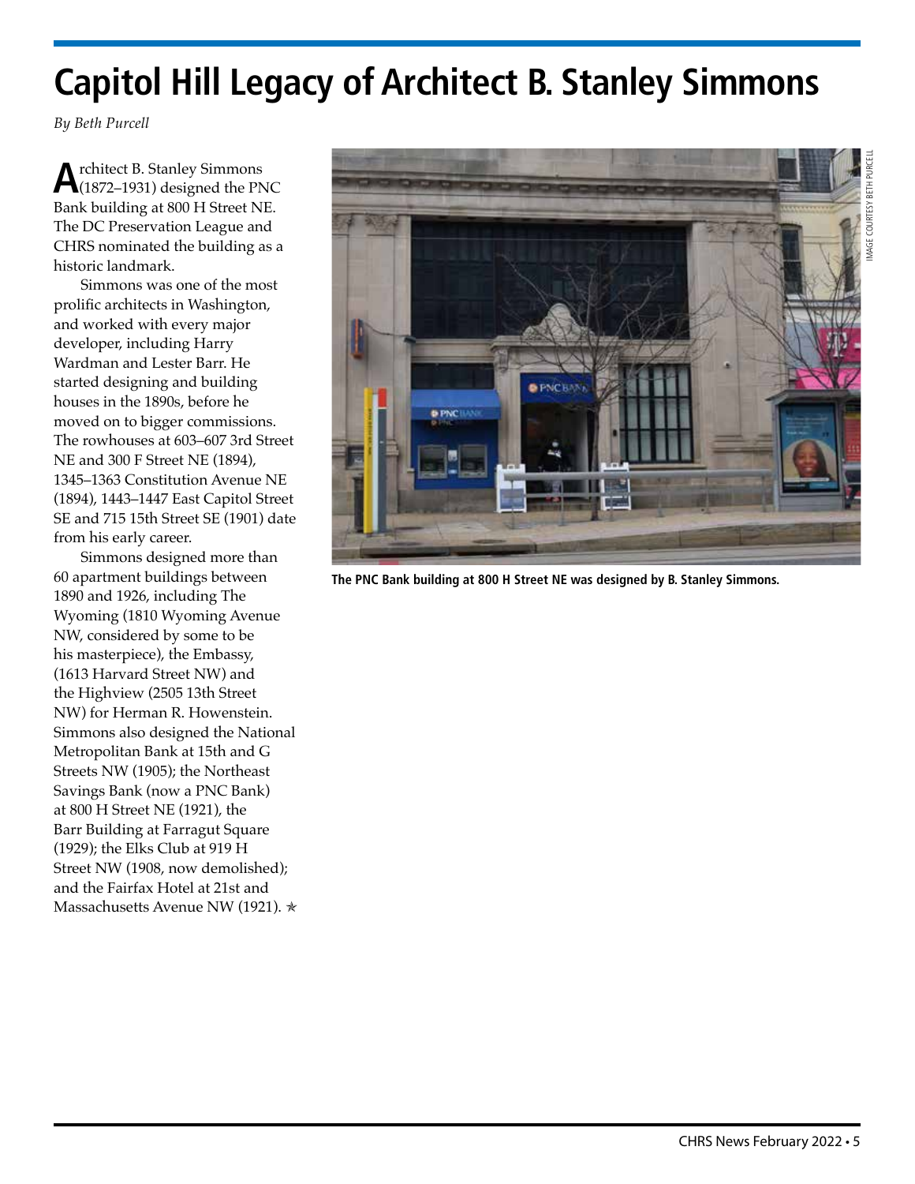# Capitol Hill Legacy of Architect B. Stanley Simmons

*By Beth Purcell*

Architect B. Stanley Simmons (1872–1931) designed the PNC Bank building at 800 H Street NE. The DC Preservation League and CHRS nominated the building as a historic landmark.

Simmons was one of the most prolific architects in Washington, and worked with every major developer, including Harry Wardman and Lester Barr. He started designing and building houses in the 1890s, before he moved on to bigger commissions. The rowhouses at 603–607 3rd Street NE and 300 F Street NE (1894), 1345–1363 Constitution Avenue NE (1894), 1443–1447 East Capitol Street SE and 715 15th Street SE (1901) date from his early career.

Simmons designed more than 60 apartment buildings between 1890 and 1926, including The Wyoming (1810 Wyoming Avenue NW, considered by some to be his masterpiece), the Embassy, (1613 Harvard Street NW) and the Highview (2505 13th Street NW) for Herman R. Howenstein. Simmons also designed the National Metropolitan Bank at 15th and G Streets NW (1905); the Northeast Savings Bank (now a PNC Bank) at 800 H Street NE (1921), the Barr Building at Farragut Square (1929); the Elks Club at 919 H Street NW (1908, now demolished); and the Fairfax Hotel at 21st and Massachusetts Avenue NW (1921). ✯

IMAGE COURTESY BETH PURCELL

**The PNC Bank building at 800 H Street NE was designed by B. Stanley Simmons.**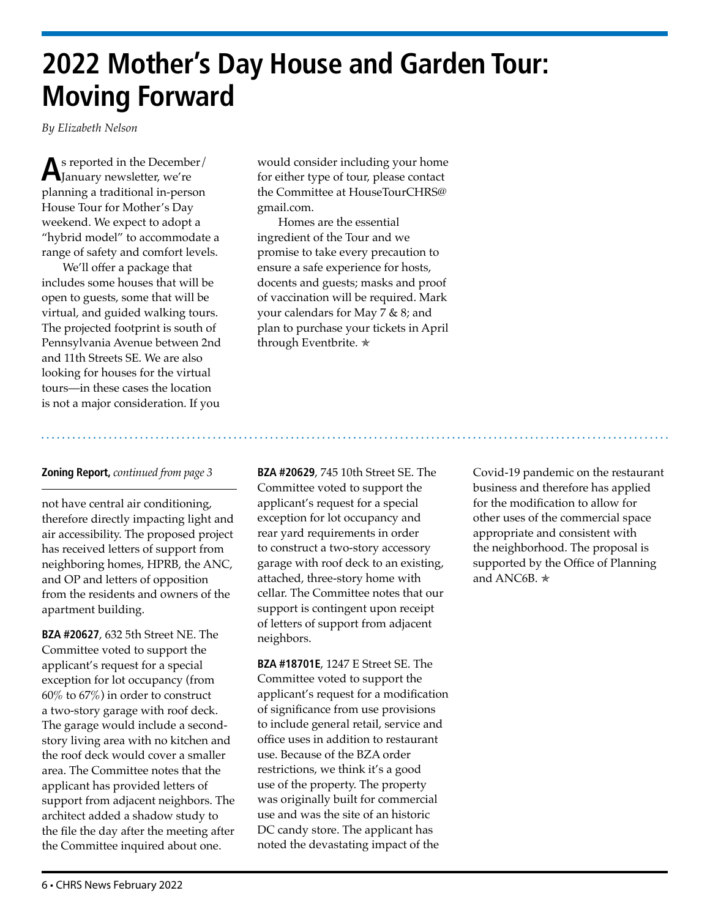# 2022 Mother's Day House and Garden Tour: Moving Forward

*By Elizabeth Nelson*

As reported in the December/January newsletter, we're planning a traditional in-person House Tour for Mother's Day weekend. We expect to adopt a "hybrid model" to accommodate a range of safety and comfort levels.

We'll offer a package that includes some houses that will be open to guests, some that will be virtual, and guided walking tours. The projected footprint is south of Pennsylvania Avenue between 2nd and 11th Streets SE. We are also looking for houses for the virtual tours—in these cases the location is not a major consideration. If you would consider including your home for either type of tour, please contact the Committee at HouseTourCHRS@gmail.com.

Homes are the essential ingredient of the Tour and we promise to take every precaution to ensure a safe experience for hosts, docents and guests; masks and proof of vaccination will be required. Mark your calendars for May 7 & 8; and plan to purchase your tickets in April through Eventbrite. ✯

---

**Zoning Report,** *continued from page 3*

not have central air conditioning, therefore directly impacting light and air accessibility. The proposed project has received letters of support from neighboring homes, HPRB, the ANC, and OP and letters of opposition from the residents and owners of the apartment building.

**BZA #20627**, 632 5th Street NE. The Committee voted to support the applicant's request for a special exception for lot occupancy (from 60% to 67%) in order to construct a two-story garage with roof deck. The garage would include a second-story living area with no kitchen and the roof deck would cover a smaller area. The Committee notes that the applicant has provided letters of support from adjacent neighbors. The architect added a shadow study to the file the day after the meeting after the Committee inquired about one.

**BZA #20629**, 745 10th Street SE. The Committee voted to support the applicant's request for a special exception for lot occupancy and rear yard requirements in order to construct a two-story accessory garage with roof deck to an existing, attached, three-story home with cellar. The Committee notes that our support is contingent upon receipt of letters of support from adjacent neighbors.

**BZA #18701E**, 1247 E Street SE. The Committee voted to support the applicant's request for a modification of significance from use provisions to include general retail, service and office uses in addition to restaurant use. Because of the BZA order restrictions, we think it's a good use of the property. The property was originally built for commercial use and was the site of an historic DC candy store. The applicant has noted the devastating impact of the Covid-19 pandemic on the restaurant business and therefore has applied for the modification to allow for other uses of the commercial space appropriate and consistent with the neighborhood. The proposal is supported by the Office of Planning and ANC6B. ✯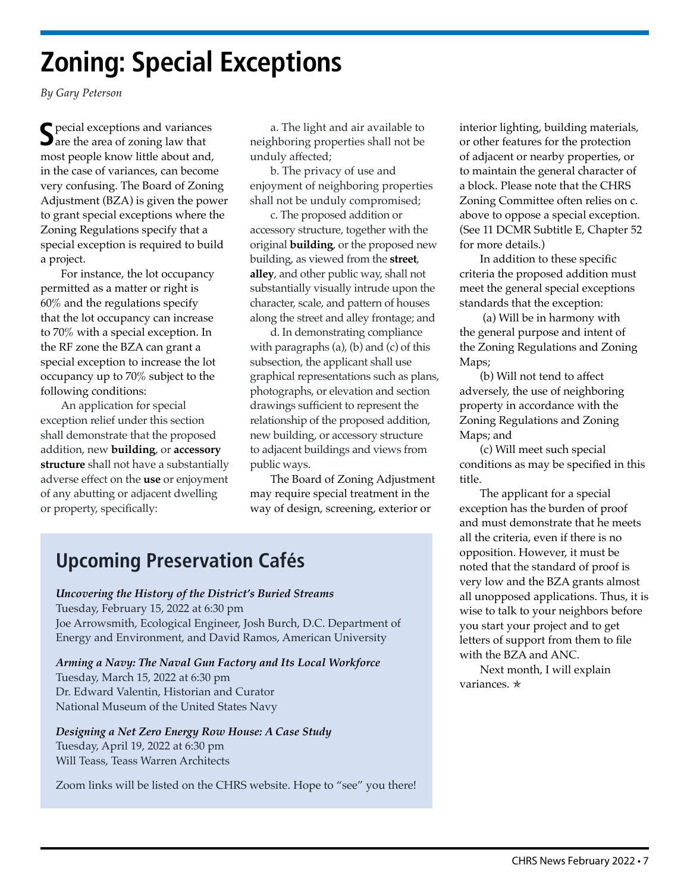# Zoning: Special Exceptions

*By Gary Peterson*

Special exceptions and variances are the area of zoning law that most people know little about and, in the case of variances, can become very confusing. The Board of Zoning Adjustment (BZA) is given the power to grant special exceptions where the Zoning Regulations specify that a special exception is required to build a project.

For instance, the lot occupancy permitted as a matter or right is 60% and the regulations specify that the lot occupancy can increase to 70% with a special exception. In the RF zone the BZA can grant a special exception to increase the lot occupancy up to 70% subject to the following conditions:

An application for special exception relief under this section shall demonstrate that the proposed addition, new **building**, or **accessory structure** shall not have a substantially adverse effect on the **use** or enjoyment of any abutting or adjacent dwelling or property, specifically:

a. The light and air available to neighboring properties shall not be unduly affected;

b. The privacy of use and enjoyment of neighboring properties shall not be unduly compromised;

c. The proposed addition or accessory structure, together with the original **building**, or the proposed new building, as viewed from the **street**, **alley**, and other public way, shall not substantially visually intrude upon the character, scale, and pattern of houses along the street and alley frontage; and

d. In demonstrating compliance with paragraphs (a), (b) and (c) of this subsection, the applicant shall use graphical representations such as plans, photographs, or elevation and section drawings sufficient to represent the relationship of the proposed addition, new building, or accessory structure to adjacent buildings and views from public ways.

The Board of Zoning Adjustment may require special treatment in the way of design, screening, exterior or interior lighting, building materials, or other features for the protection of adjacent or nearby properties, or to maintain the general character of a block. Please note that the CHRS Zoning Committee often relies on c. above to oppose a special exception. (See 11 DCMR Subtitle E, Chapter 52 for more details.)

In addition to these specific criteria the proposed addition must meet the general special exceptions standards that the exception:

(a) Will be in harmony with the general purpose and intent of the Zoning Regulations and Zoning Maps;

(b) Will not tend to affect adversely, the use of neighboring property in accordance with the Zoning Regulations and Zoning Maps; and

(c) Will meet such special conditions as may be specified in this title.

The applicant for a special exception has the burden of proof and must demonstrate that he meets all the criteria, even if there is no opposition. However, it must be noted that the standard of proof is very low and the BZA grants almost all unopposed applications. Thus, it is wise to talk to your neighbors before you start your project and to get letters of support from them to file with the BZA and ANC.

Next month, I will explain variances. ✯

## Upcoming Preservation Cafés

***Uncovering the History of the District's Buried Streams***
Tuesday, February 15, 2022 at 6:30 pm
Joe Arrowsmith, Ecological Engineer, Josh Burch, D.C. Department of Energy and Environment, and David Ramos, American University

***Arming a Navy: The Naval Gun Factory and Its Local Workforce***
Tuesday, March 15, 2022 at 6:30 pm
Dr. Edward Valentin, Historian and Curator
National Museum of the United States Navy

***Designing a Net Zero Energy Row House: A Case Study***
Tuesday, April 19, 2022 at 6:30 pm
Will Teass, Teass Warren Architects

Zoom links will be listed on the CHRS website. Hope to "see" you there!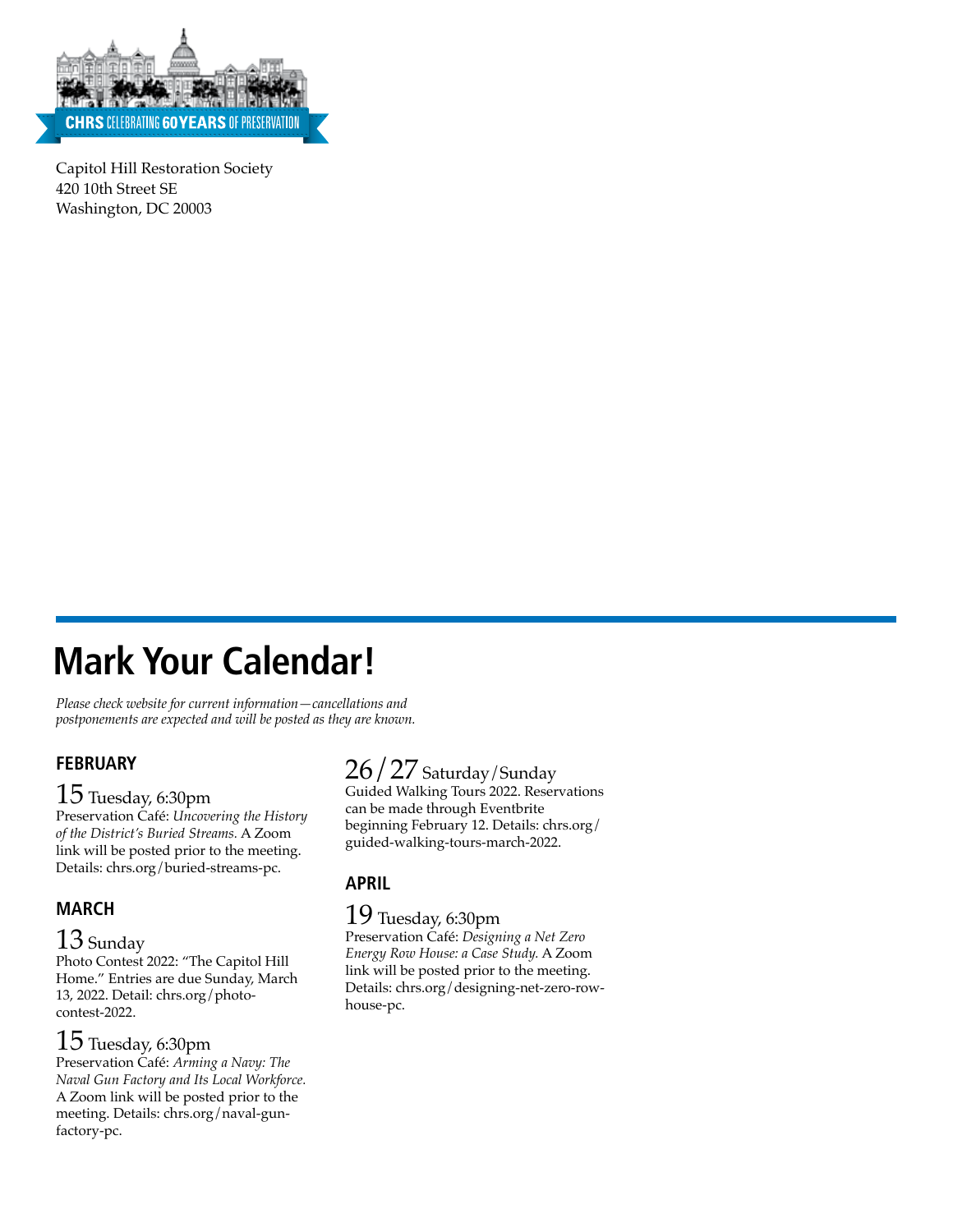CHRS CELEBRATING 60 YEARS OF PRESERVATION

Capitol Hill Restoration Society
420 10th Street SE
Washington, DC 20003

# Mark Your Calendar!

*Please check website for current information—cancellations and postponements are expected and will be posted as they are known.*

### FEBRUARY

**15** Tuesday, 6:30pm
Preservation Café: *Uncovering the History of the District's Buried Streams.* A Zoom link will be posted prior to the meeting. Details: chrs.org/buried-streams-pc.

### MARCH

**13** Sunday
Photo Contest 2022: "The Capitol Hill Home." Entries are due Sunday, March 13, 2022. Detail: chrs.org/photo-contest-2022.

**15** Tuesday, 6:30pm
Preservation Café: *Arming a Navy: The Naval Gun Factory and Its Local Workforce.* A Zoom link will be posted prior to the meeting. Details: chrs.org/naval-gun-factory-pc.

**26/27** Saturday/Sunday
Guided Walking Tours 2022. Reservations can be made through Eventbrite beginning February 12. Details: chrs.org/guided-walking-tours-march-2022.

### APRIL

**19** Tuesday, 6:30pm
Preservation Café: *Designing a Net Zero Energy Row House: a Case Study.* A Zoom link will be posted prior to the meeting. Details: chrs.org/designing-net-zero-row-house-pc.